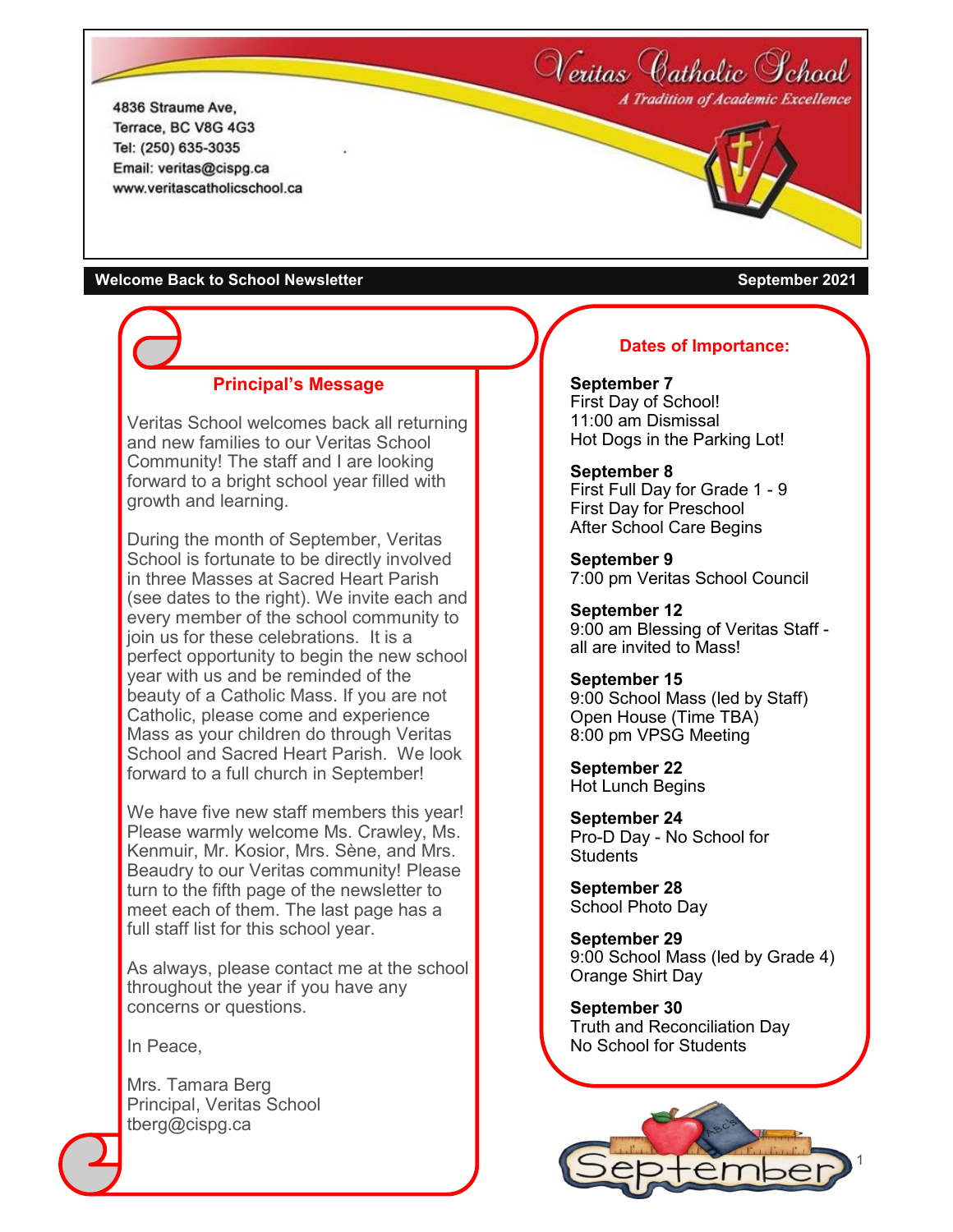# Veritas Catholic School

*A Tradition of Academic Excellence*

4836 Straume Ave,
Terrace, BC V8G 4G3
Tel: (250) 635-3035
Email: veritas@cispg.ca
www.veritascatholicschool.ca

**Welcome Back to School Newsletter** — **September 2021**

## Principal's Message

Veritas School welcomes back all returning and new families to our Veritas School Community! The staff and I are looking forward to a bright school year filled with growth and learning.

During the month of September, Veritas School is fortunate to be directly involved in three Masses at Sacred Heart Parish (see dates to the right). We invite each and every member of the school community to join us for these celebrations. It is a perfect opportunity to begin the new school year with us and be reminded of the beauty of a Catholic Mass. If you are not Catholic, please come and experience Mass as your children do through Veritas School and Sacred Heart Parish. We look forward to a full church in September!

We have five new staff members this year! Please warmly welcome Ms. Crawley, Ms. Kenmuir, Mr. Kosior, Mrs. Sène, and Mrs. Beaudry to our Veritas community! Please turn to the fifth page of the newsletter to meet each of them. The last page has a full staff list for this school year.

As always, please contact me at the school throughout the year if you have any concerns or questions.

In Peace,

Mrs. Tamara Berg
Principal, Veritas School
tberg@cispg.ca

## Dates of Importance:

**September 7**
First Day of School!
11:00 am Dismissal
Hot Dogs in the Parking Lot!

**September 8**
First Full Day for Grade 1 - 9
First Day for Preschool
After School Care Begins

**September 9**
7:00 pm Veritas School Council

**September 12**
9:00 am Blessing of Veritas Staff - all are invited to Mass!

**September 15**
9:00 School Mass (led by Staff)
Open House (Time TBA)
8:00 pm VPSG Meeting

**September 22**
Hot Lunch Begins

**September 24**
Pro-D Day - No School for Students

**September 28**
School Photo Day

**September 29**
9:00 School Mass (led by Grade 4)
Orange Shirt Day

**September 30**
Truth and Reconciliation Day
No School for Students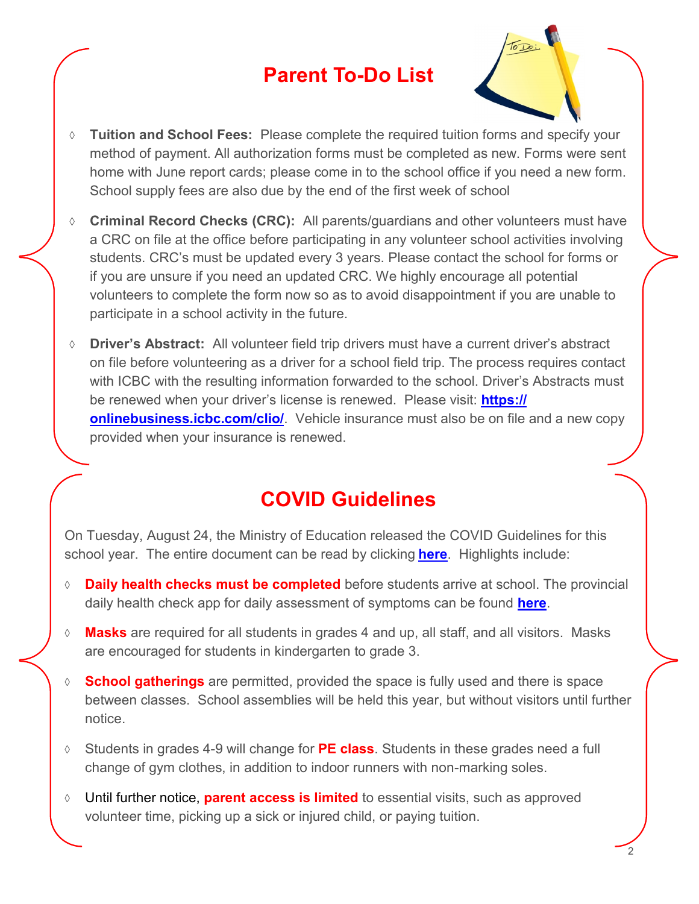## Parent To-Do List

- **Tuition and School Fees:** Please complete the required tuition forms and specify your method of payment. All authorization forms must be completed as new. Forms were sent home with June report cards; please come in to the school office if you need a new form. School supply fees are also due by the end of the first week of school
- **Criminal Record Checks (CRC):** All parents/guardians and other volunteers must have a CRC on file at the office before participating in any volunteer school activities involving students. CRC's must be updated every 3 years. Please contact the school for forms or if you are unsure if you need an updated CRC. We highly encourage all potential volunteers to complete the form now so as to avoid disappointment if you are unable to participate in a school activity in the future.
- **Driver's Abstract:** All volunteer field trip drivers must have a current driver's abstract on file before volunteering as a driver for a school field trip. The process requires contact with ICBC with the resulting information forwarded to the school. Driver's Abstracts must be renewed when your driver's license is renewed. Please visit: **https://onlinebusiness.icbc.com/clio/**. Vehicle insurance must also be on file and a new copy provided when your insurance is renewed.

## COVID Guidelines

On Tuesday, August 24, the Ministry of Education released the COVID Guidelines for this school year. The entire document can be read by clicking **here**. Highlights include:

- **Daily health checks must be completed** before students arrive at school. The provincial daily health check app for daily assessment of symptoms can be found **here**.
- **Masks** are required for all students in grades 4 and up, all staff, and all visitors. Masks are encouraged for students in kindergarten to grade 3.
- **School gatherings** are permitted, provided the space is fully used and there is space between classes. School assemblies will be held this year, but without visitors until further notice.
- Students in grades 4-9 will change for **PE class**. Students in these grades need a full change of gym clothes, in addition to indoor runners with non-marking soles.
- Until further notice, **parent access is limited** to essential visits, such as approved volunteer time, picking up a sick or injured child, or paying tuition.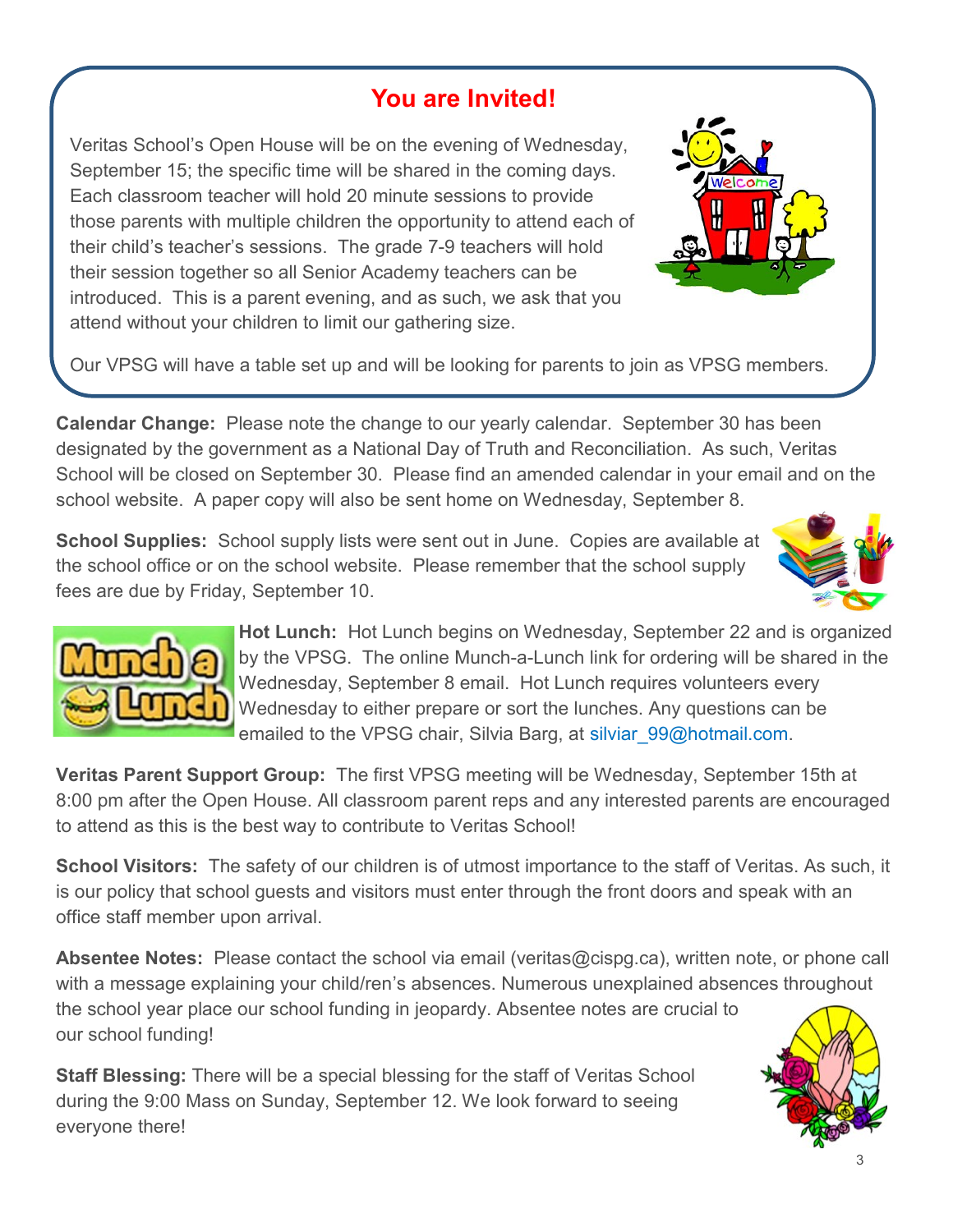## You are Invited!

Veritas School's Open House will be on the evening of Wednesday, September 15; the specific time will be shared in the coming days. Each classroom teacher will hold 20 minute sessions to provide those parents with multiple children the opportunity to attend each of their child's teacher's sessions. The grade 7-9 teachers will hold their session together so all Senior Academy teachers can be introduced. This is a parent evening, and as such, we ask that you attend without your children to limit our gathering size.

Our VPSG will have a table set up and will be looking for parents to join as VPSG members.

**Calendar Change:** Please note the change to our yearly calendar. September 30 has been designated by the government as a National Day of Truth and Reconciliation. As such, Veritas School will be closed on September 30. Please find an amended calendar in your email and on the school website. A paper copy will also be sent home on Wednesday, September 8.

**School Supplies:** School supply lists were sent out in June. Copies are available at the school office or on the school website. Please remember that the school supply fees are due by Friday, September 10.

**Hot Lunch:** Hot Lunch begins on Wednesday, September 22 and is organized by the VPSG. The online Munch-a-Lunch link for ordering will be shared in the Wednesday, September 8 email. Hot Lunch requires volunteers every Wednesday to either prepare or sort the lunches. Any questions can be emailed to the VPSG chair, Silvia Barg, at silviar_99@hotmail.com.

**Veritas Parent Support Group:** The first VPSG meeting will be Wednesday, September 15th at 8:00 pm after the Open House. All classroom parent reps and any interested parents are encouraged to attend as this is the best way to contribute to Veritas School!

**School Visitors:** The safety of our children is of utmost importance to the staff of Veritas. As such, it is our policy that school guests and visitors must enter through the front doors and speak with an office staff member upon arrival.

**Absentee Notes:** Please contact the school via email (veritas@cispg.ca), written note, or phone call with a message explaining your child/ren's absences. Numerous unexplained absences throughout the school year place our school funding in jeopardy. Absentee notes are crucial to our school funding!

**Staff Blessing:** There will be a special blessing for the staff of Veritas School during the 9:00 Mass on Sunday, September 12. We look forward to seeing everyone there!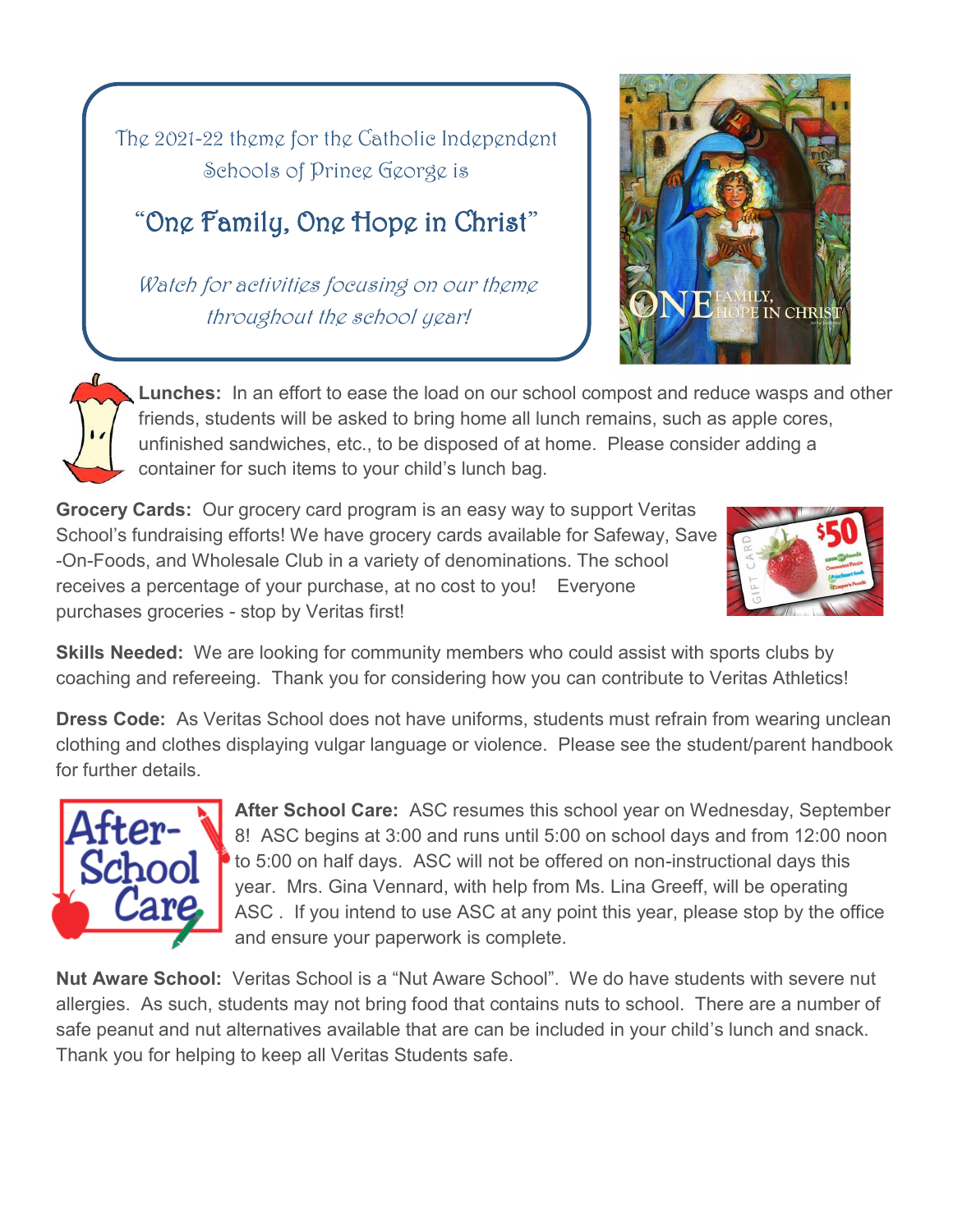The 2021-22 theme for the Catholic Independent Schools of Prince George is

## "One Family, One Hope in Christ"

*Watch for activities focusing on our theme throughout the school year!*

**Lunches:** In an effort to ease the load on our school compost and reduce wasps and other friends, students will be asked to bring home all lunch remains, such as apple cores, unfinished sandwiches, etc., to be disposed of at home. Please consider adding a container for such items to your child's lunch bag.

**Grocery Cards:** Our grocery card program is an easy way to support Veritas School's fundraising efforts! We have grocery cards available for Safeway, Save-On-Foods, and Wholesale Club in a variety of denominations. The school receives a percentage of your purchase, at no cost to you! Everyone purchases groceries - stop by Veritas first!

**Skills Needed:** We are looking for community members who could assist with sports clubs by coaching and refereeing. Thank you for considering how you can contribute to Veritas Athletics!

**Dress Code:** As Veritas School does not have uniforms, students must refrain from wearing unclean clothing and clothes displaying vulgar language or violence. Please see the student/parent handbook for further details.

**After School Care:** ASC resumes this school year on Wednesday, September 8! ASC begins at 3:00 and runs until 5:00 on school days and from 12:00 noon to 5:00 on half days. ASC will not be offered on non-instructional days this year. Mrs. Gina Vennard, with help from Ms. Lina Greeff, will be operating ASC . If you intend to use ASC at any point this year, please stop by the office and ensure your paperwork is complete.

**Nut Aware School:** Veritas School is a "Nut Aware School". We do have students with severe nut allergies. As such, students may not bring food that contains nuts to school. There are a number of safe peanut and nut alternatives available that are can be included in your child's lunch and snack. Thank you for helping to keep all Veritas Students safe.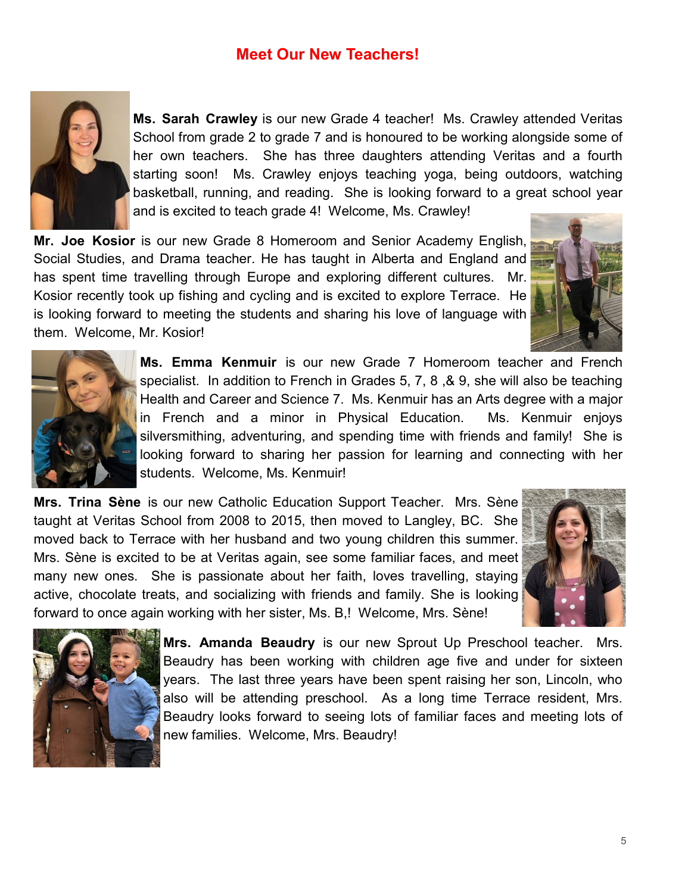# Meet Our New Teachers!

**Ms. Sarah Crawley** is our new Grade 4 teacher! Ms. Crawley attended Veritas School from grade 2 to grade 7 and is honoured to be working alongside some of her own teachers. She has three daughters attending Veritas and a fourth starting soon! Ms. Crawley enjoys teaching yoga, being outdoors, watching basketball, running, and reading. She is looking forward to a great school year and is excited to teach grade 4! Welcome, Ms. Crawley!

**Mr. Joe Kosior** is our new Grade 8 Homeroom and Senior Academy English, Social Studies, and Drama teacher. He has taught in Alberta and England and has spent time travelling through Europe and exploring different cultures. Mr. Kosior recently took up fishing and cycling and is excited to explore Terrace. He is looking forward to meeting the students and sharing his love of language with them. Welcome, Mr. Kosior!

**Ms. Emma Kenmuir** is our new Grade 7 Homeroom teacher and French specialist. In addition to French in Grades 5, 7, 8 ,& 9, she will also be teaching Health and Career and Science 7. Ms. Kenmuir has an Arts degree with a major in French and a minor in Physical Education. Ms. Kenmuir enjoys silversmithing, adventuring, and spending time with friends and family! She is looking forward to sharing her passion for learning and connecting with her students. Welcome, Ms. Kenmuir!

**Mrs. Trina Sène** is our new Catholic Education Support Teacher. Mrs. Sène taught at Veritas School from 2008 to 2015, then moved to Langley, BC. She moved back to Terrace with her husband and two young children this summer. Mrs. Sène is excited to be at Veritas again, see some familiar faces, and meet many new ones. She is passionate about her faith, loves travelling, staying active, chocolate treats, and socializing with friends and family. She is looking forward to once again working with her sister, Ms. B,! Welcome, Mrs. Sène!

**Mrs. Amanda Beaudry** is our new Sprout Up Preschool teacher. Mrs. Beaudry has been working with children age five and under for sixteen years. The last three years have been spent raising her son, Lincoln, who also will be attending preschool. As a long time Terrace resident, Mrs. Beaudry looks forward to seeing lots of familiar faces and meeting lots of new families. Welcome, Mrs. Beaudry!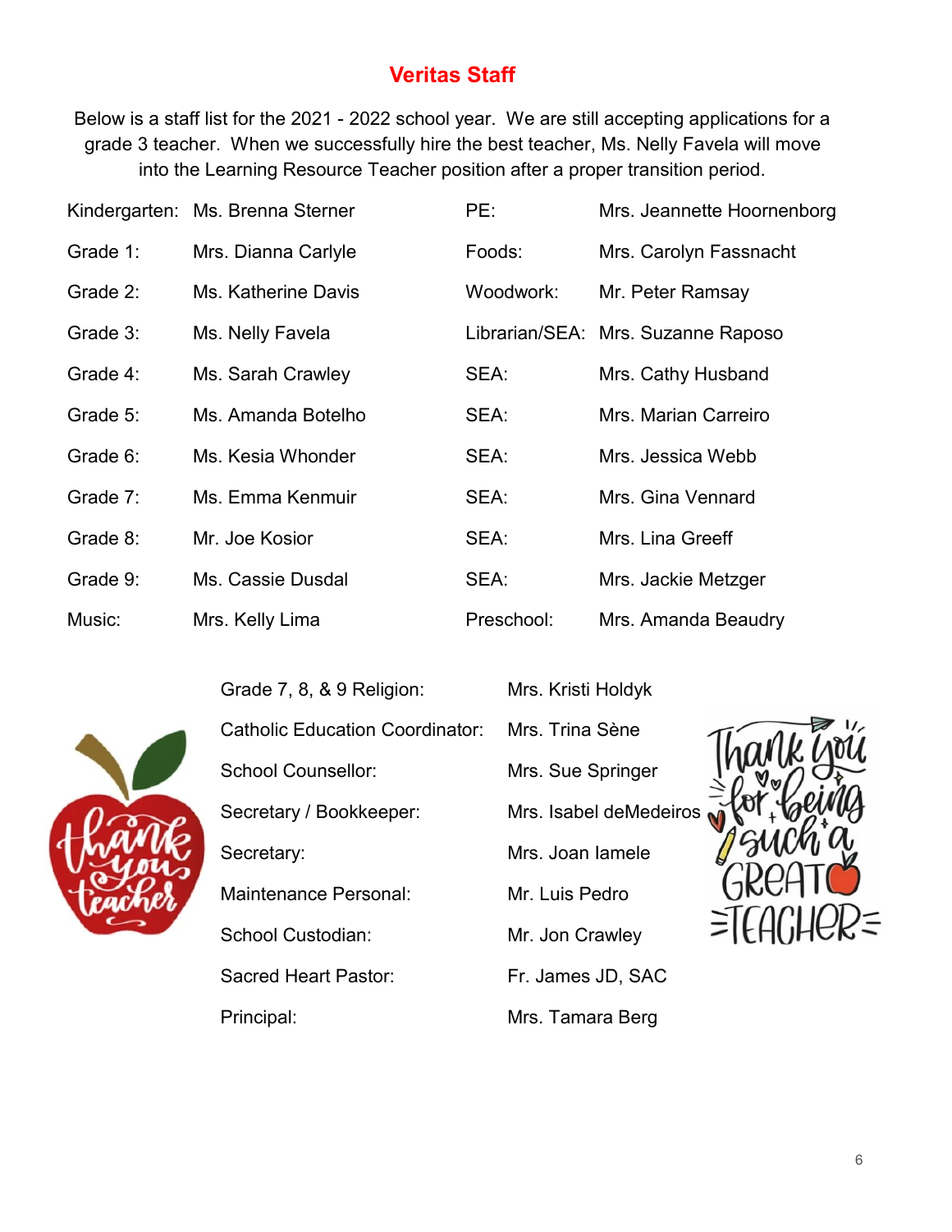## Veritas Staff

Below is a staff list for the 2021 - 2022 school year. We are still accepting applications for a grade 3 teacher. When we successfully hire the best teacher, Ms. Nelly Favela will move into the Learning Resource Teacher position after a proper transition period.

| | | | |
|---|---|---|---|
| Kindergarten: | Ms. Brenna Sterner | PE: | Mrs. Jeannette Hoornenborg |
| Grade 1: | Mrs. Dianna Carlyle | Foods: | Mrs. Carolyn Fassnacht |
| Grade 2: | Ms. Katherine Davis | Woodwork: | Mr. Peter Ramsay |
| Grade 3: | Ms. Nelly Favela | Librarian/SEA: | Mrs. Suzanne Raposo |
| Grade 4: | Ms. Sarah Crawley | SEA: | Mrs. Cathy Husband |
| Grade 5: | Ms. Amanda Botelho | SEA: | Mrs. Marian Carreiro |
| Grade 6: | Ms. Kesia Whonder | SEA: | Mrs. Jessica Webb |
| Grade 7: | Ms. Emma Kenmuir | SEA: | Mrs. Gina Vennard |
| Grade 8: | Mr. Joe Kosior | SEA: | Mrs. Lina Greeff |
| Grade 9: | Ms. Cassie Dusdal | SEA: | Mrs. Jackie Metzger |
| Music: | Mrs. Kelly Lima | Preschool: | Mrs. Amanda Beaudry |

| | |
|---|---|
| Grade 7, 8, & 9 Religion: | Mrs. Kristi Holdyk |
| Catholic Education Coordinator: | Mrs. Trina Sène |
| School Counsellor: | Mrs. Sue Springer |
| Secretary / Bookkeeper: | Mrs. Isabel deMedeiros |
| Secretary: | Mrs. Joan Iamele |
| Maintenance Personal: | Mr. Luis Pedro |
| School Custodian: | Mr. Jon Crawley |
| Sacred Heart Pastor: | Fr. James JD, SAC |
| Principal: | Mrs. Tamara Berg |